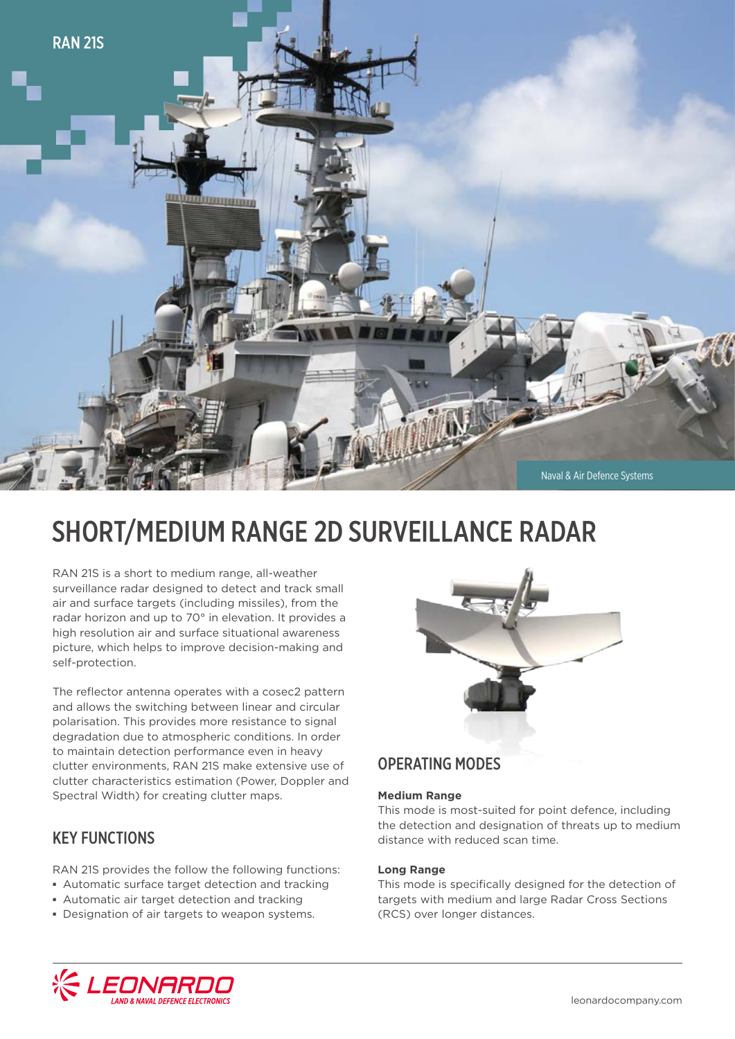RAN 21S

Naval & Air Defence Systems

# SHORT/MEDIUM RANGE 2D SURVEILLANCE RADAR

RAN 21S is a short to medium range, all-weather surveillance radar designed to detect and track small air and surface targets (including missiles), from the radar horizon and up to 70° in elevation. It provides a high resolution air and surface situational awareness picture, which helps to improve decision-making and self-protection.

The reflector antenna operates with a cosec2 pattern and allows the switching between linear and circular polarisation. This provides more resistance to signal degradation due to atmospheric conditions. In order to maintain detection performance even in heavy clutter environments, RAN 21S make extensive use of clutter characteristics estimation (Power, Doppler and Spectral Width) for creating clutter maps.

## KEY FUNCTIONS

RAN 21S provides the follow the following functions:

- Automatic surface target detection and tracking
- Automatic air target detection and tracking
- Designation of air targets to weapon systems.

## OPERATING MODES

**Medium Range**

This mode is most-suited for point defence, including the detection and designation of threats up to medium distance with reduced scan time.

**Long Range**

This mode is specifically designed for the detection of targets with medium and large Radar Cross Sections (RCS) over longer distances.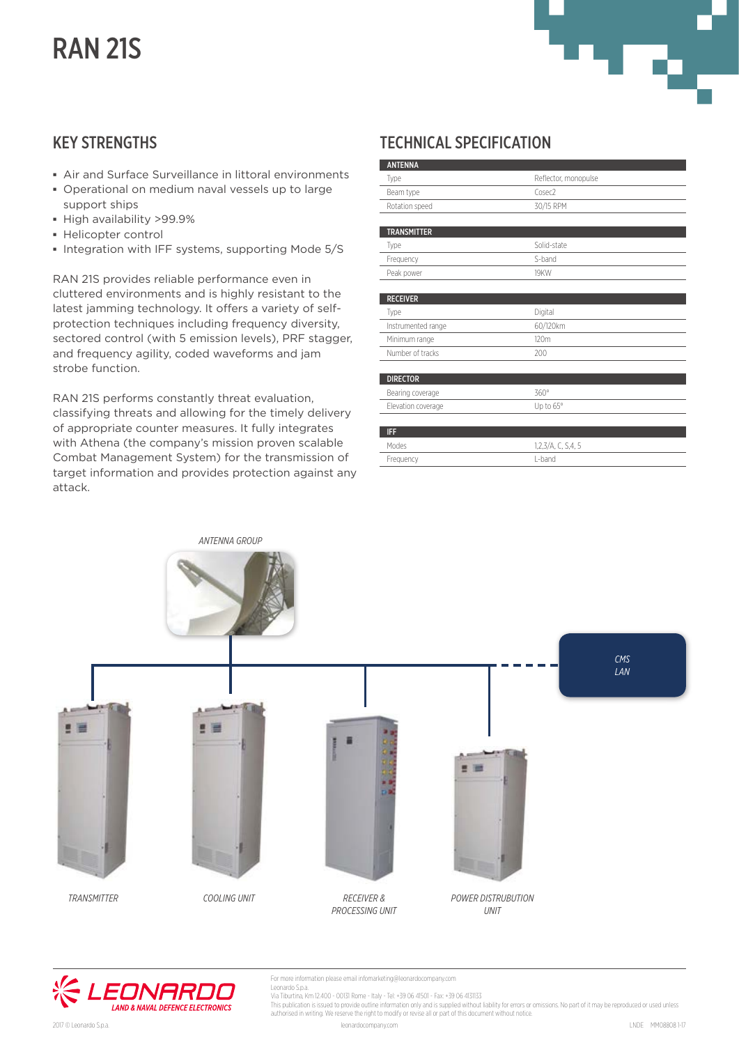# RAN 21S

## KEY STRENGTHS

- Air and Surface Surveillance in littoral environments
- Operational on medium naval vessels up to large support ships
- High availability >99.9%
- Helicopter control
- Integration with IFF systems, supporting Mode 5/S

RAN 21S provides reliable performance even in cluttered environments and is highly resistant to the latest jamming technology. It offers a variety of self-protection techniques including frequency diversity, sectored control (with 5 emission levels), PRF stagger, and frequency agility, coded waveforms and jam strobe function.

RAN 21S performs constantly threat evaluation, classifying threats and allowing for the timely delivery of appropriate counter measures. It fully integrates with Athena (the company's mission proven scalable Combat Management System) for the transmission of target information and provides protection against any attack.

## TECHNICAL SPECIFICATION

| ANTENNA | |
|---|---|
| Type | Reflector, monopulse |
| Beam type | Cosec2 |
| Rotation speed | 30/15 RPM |
| **TRANSMITTER** | |
| Type | Solid-state |
| Frequency | S-band |
| Peak power | 19KW |
| **RECEIVER** | |
| Type | Digital |
| Instrumented range | 60/120km |
| Minimum range | 120m |
| Number of tracks | 200 |
| **DIRECTOR** | |
| Bearing coverage | 360° |
| Elevation coverage | Up to 65° |
| **IFF** | |
| Modes | 1,2,3/A, C, S,4, 5 |
| Frequency | L-band |

*ANTENNA GROUP*

*CMS LAN*

*TRANSMITTER*

*COOLING UNIT*

*RECEIVER & PROCESSING UNIT*

*POWER DISTRUBUTION UNIT*

LEONARDO
LAND & NAVAL DEFENCE ELECTRONICS

For more information please email infomarketing@leonardocompany.com
Leonardo S.p.a.
Via Tiburtina, Km 12.400 - 00131 Rome - Italy - Tel: +39 06 41501 - Fax: +39 06 4131133
This publication is issued to provide outline information only and is supplied without liability for errors or omissions. No part of it may be reproduced or used unless authorised in writing. We reserve the right to modify or revise all or part of this document without notice.

2017 © Leonardo S.p.a. leonardocompany.com LNDE MM08808 1-17